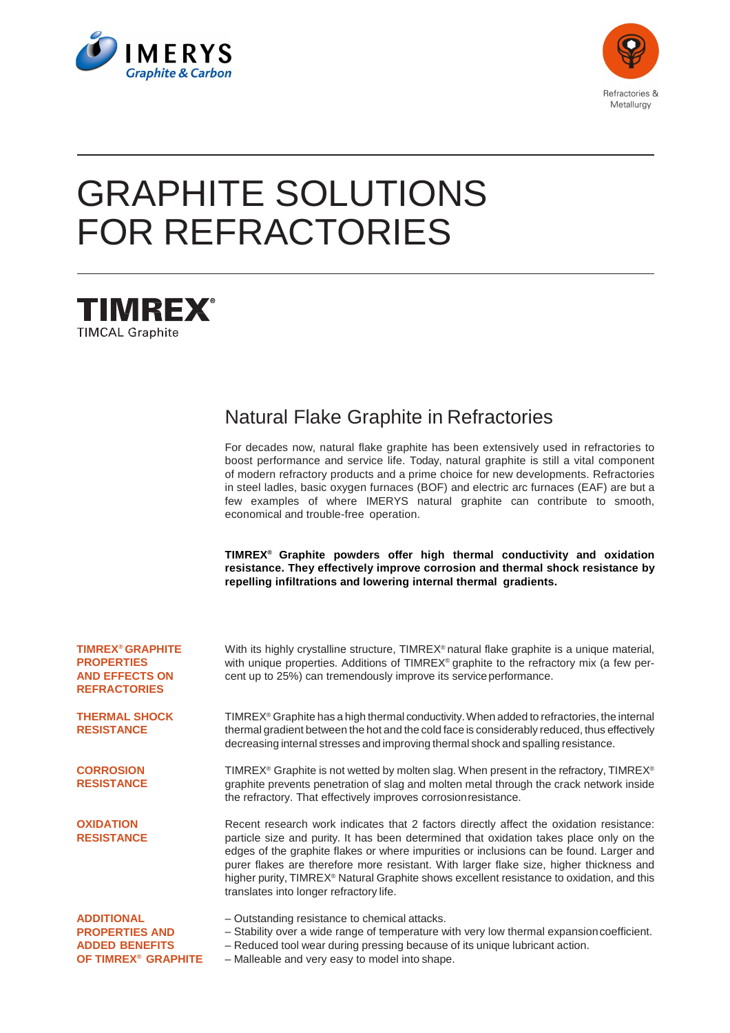IMERYS Graphite & Carbon

Refractories & Metallurgy

# GRAPHITE SOLUTIONS FOR REFRACTORIES

**TIMREX®**
TIMCAL Graphite

## Natural Flake Graphite in Refractories

For decades now, natural flake graphite has been extensively used in refractories to boost performance and service life. Today, natural graphite is still a vital component of modern refractory products and a prime choice for new developments. Refractories in steel ladles, basic oxygen furnaces (BOF) and electric arc furnaces (EAF) are but a few examples of where IMERYS natural graphite can contribute to smooth, economical and trouble-free operation.

**TIMREX® Graphite powders offer high thermal conductivity and oxidation resistance. They effectively improve corrosion and thermal shock resistance by repelling infiltrations and lowering internal thermal gradients.**

### TIMREX® GRAPHITE PROPERTIES AND EFFECTS ON REFRACTORIES

With its highly crystalline structure, TIMREX® natural flake graphite is a unique material, with unique properties. Additions of TIMREX® graphite to the refractory mix (a few percent up to 25%) can tremendously improve its service performance.

### THERMAL SHOCK RESISTANCE

TIMREX® Graphite has a high thermal conductivity. When added to refractories, the internal thermal gradient between the hot and the cold face is considerably reduced, thus effectively decreasing internal stresses and improving thermal shock and spalling resistance.

### CORROSION RESISTANCE

TIMREX® Graphite is not wetted by molten slag. When present in the refractory, TIMREX® graphite prevents penetration of slag and molten metal through the crack network inside the refractory. That effectively improves corrosion resistance.

### OXIDATION RESISTANCE

Recent research work indicates that 2 factors directly affect the oxidation resistance: particle size and purity. It has been determined that oxidation takes place only on the edges of the graphite flakes or where impurities or inclusions can be found. Larger and purer flakes are therefore more resistant. With larger flake size, higher thickness and higher purity, TIMREX® Natural Graphite shows excellent resistance to oxidation, and this translates into longer refractory life.

### ADDITIONAL PROPERTIES AND ADDED BENEFITS OF TIMREX® GRAPHITE

- Outstanding resistance to chemical attacks.
- Stability over a wide range of temperature with very low thermal expansion coefficient.
- Reduced tool wear during pressing because of its unique lubricant action.
- Malleable and very easy to model into shape.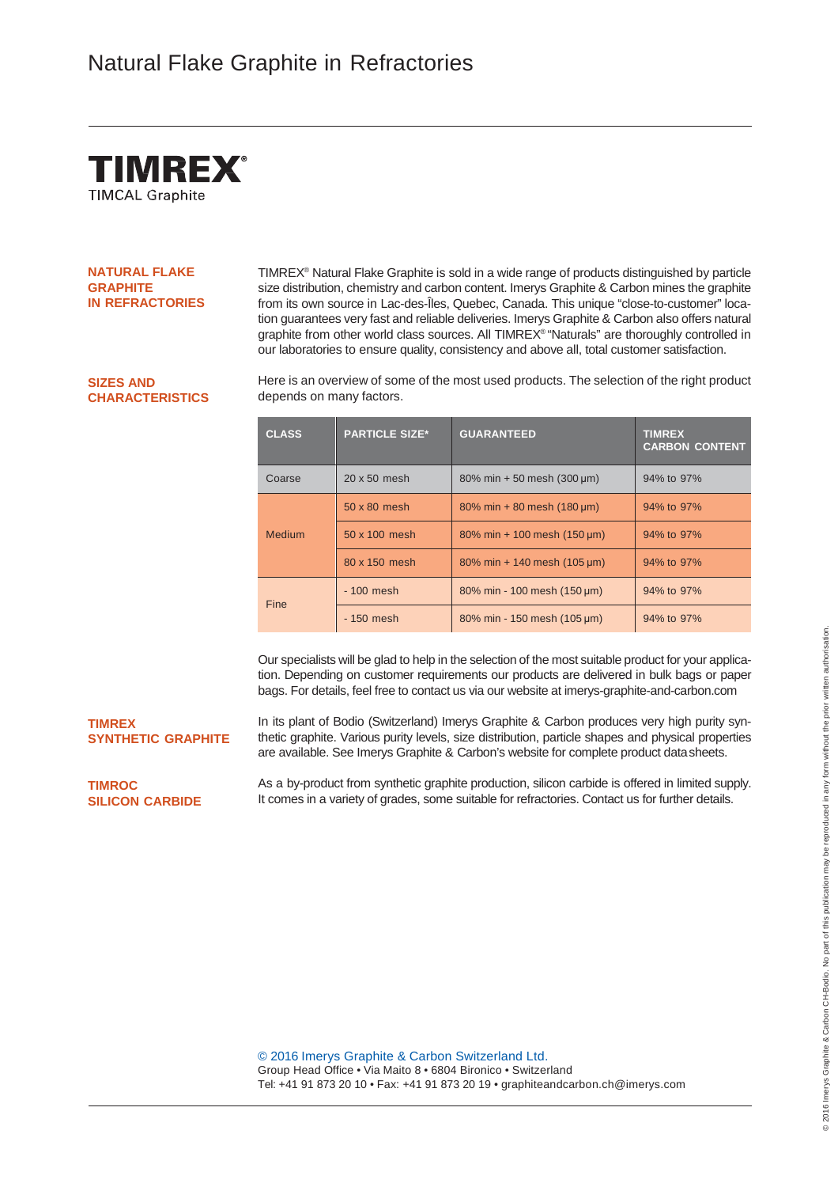# Natural Flake Graphite in Refractories

**TIMREX®**
TIMCAL Graphite

## NATURAL FLAKE GRAPHITE IN REFRACTORIES

TIMREX® Natural Flake Graphite is sold in a wide range of products distinguished by particle size distribution, chemistry and carbon content. Imerys Graphite & Carbon mines the graphite from its own source in Lac-des-Îles, Quebec, Canada. This unique "close-to-customer" location guarantees very fast and reliable deliveries. Imerys Graphite & Carbon also offers natural graphite from other world class sources. All TIMREX® "Naturals" are thoroughly controlled in our laboratories to ensure quality, consistency and above all, total customer satisfaction.

## SIZES AND CHARACTERISTICS

Here is an overview of some of the most used products. The selection of the right product depends on many factors.

| CLASS | PARTICLE SIZE* | GUARANTEED | TIMREX CARBON CONTENT |
|---|---|---|---|
| Coarse | 20 x 50 mesh | 80% min + 50 mesh (300 µm) | 94% to 97% |
| Medium | 50 x 80 mesh | 80% min + 80 mesh (180 µm) | 94% to 97% |
| | 50 x 100 mesh | 80% min + 100 mesh (150 µm) | 94% to 97% |
| | 80 x 150 mesh | 80% min + 140 mesh (105 µm) | 94% to 97% |
| Fine | - 100 mesh | 80% min - 100 mesh (150 µm) | 94% to 97% |
| | - 150 mesh | 80% min - 150 mesh (105 µm) | 94% to 97% |

Our specialists will be glad to help in the selection of the most suitable product for your application. Depending on customer requirements our products are delivered in bulk bags or paper bags. For details, feel free to contact us via our website at imerys-graphite-and-carbon.com

## TIMREX SYNTHETIC GRAPHITE

In its plant of Bodio (Switzerland) Imerys Graphite & Carbon produces very high purity synthetic graphite. Various purity levels, size distribution, particle shapes and physical properties are available. See Imerys Graphite & Carbon's website for complete product datasheets.

## TIMROC SILICON CARBIDE

As a by-product from synthetic graphite production, silicon carbide is offered in limited supply. It comes in a variety of grades, some suitable for refractories. Contact us for further details.

© 2016 Imerys Graphite & Carbon Switzerland Ltd.
Group Head Office • Via Maito 8 • 6804 Bironico • Switzerland
Tel: +41 91 873 20 10 • Fax: +41 91 873 20 19 • graphiteandcarbon.ch@imerys.com

© 2016 Imerys Graphite & Carbon CH-Bodio. No part of this publication may be reproduced in any form without the prior written authorisation.